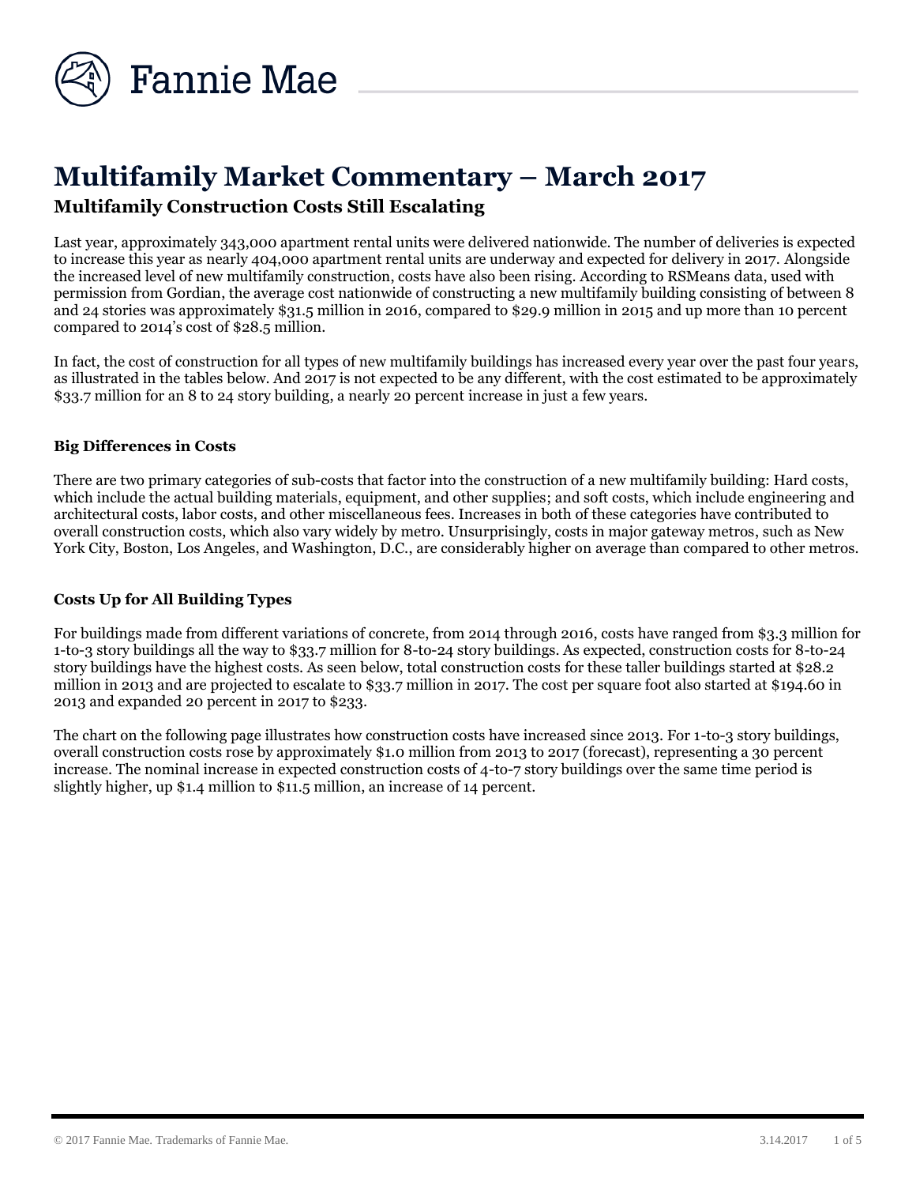# Multifamily Market Commentary – March 2017

## Multifamily Construction Costs Still Escalating

Last year, approximately 343,000 apartment rental units were delivered nationwide. The number of deliveries is expected to increase this year as nearly 404,000 apartment rental units are underway and expected for delivery in 2017. Alongside the increased level of new multifamily construction, costs have also been rising. According to RSMeans data, used with permission from Gordian, the average cost nationwide of constructing a new multifamily building consisting of between 8 and 24 stories was approximately $31.5 million in 2016, compared to $29.9 million in 2015 and up more than 10 percent compared to 2014's cost of $28.5 million.

In fact, the cost of construction for all types of new multifamily buildings has increased every year over the past four years, as illustrated in the tables below. And 2017 is not expected to be any different, with the cost estimated to be approximately $33.7 million for an 8 to 24 story building, a nearly 20 percent increase in just a few years.

### Big Differences in Costs

There are two primary categories of sub-costs that factor into the construction of a new multifamily building: Hard costs, which include the actual building materials, equipment, and other supplies; and soft costs, which include engineering and architectural costs, labor costs, and other miscellaneous fees. Increases in both of these categories have contributed to overall construction costs, which also vary widely by metro. Unsurprisingly, costs in major gateway metros, such as New York City, Boston, Los Angeles, and Washington, D.C., are considerably higher on average than compared to other metros.

### Costs Up for All Building Types

For buildings made from different variations of concrete, from 2014 through 2016, costs have ranged from $3.3 million for 1-to-3 story buildings all the way to $33.7 million for 8-to-24 story buildings. As expected, construction costs for 8-to-24 story buildings have the highest costs. As seen below, total construction costs for these taller buildings started at $28.2 million in 2013 and are projected to escalate to $33.7 million in 2017. The cost per square foot also started at $194.60 in 2013 and expanded 20 percent in 2017 to $233.

The chart on the following page illustrates how construction costs have increased since 2013. For 1-to-3 story buildings, overall construction costs rose by approximately $1.0 million from 2013 to 2017 (forecast), representing a 30 percent increase. The nominal increase in expected construction costs of 4-to-7 story buildings over the same time period is slightly higher, up $1.4 million to $11.5 million, an increase of 14 percent.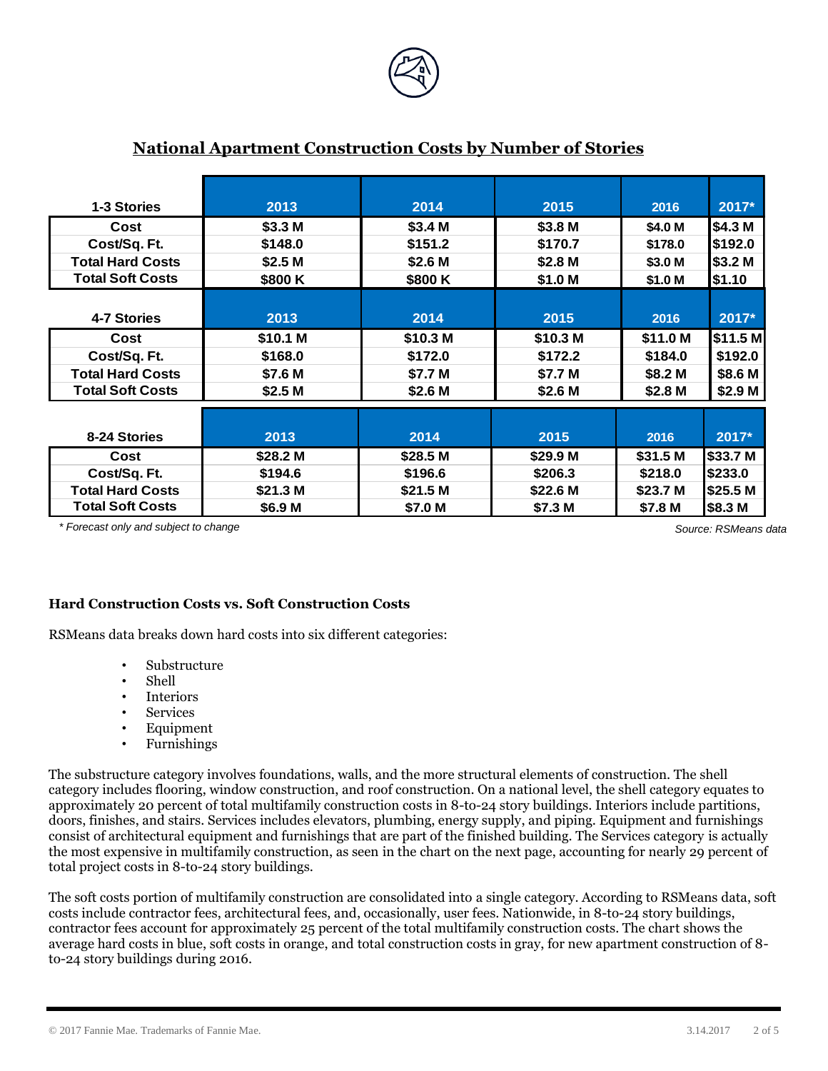## National Apartment Construction Costs by Number of Stories

| 1-3 Stories | 2013 | 2014 | 2015 | 2016 | 2017* |
|---|---|---|---|---|---|
| Cost | $3.3 M | $3.4 M | $3.8 M | $4.0 M | $4.3 M |
| Cost/Sq. Ft. | $148.0 | $151.2 | $170.7 | $178.0 | $192.0 |
| Total Hard Costs | $2.5 M | $2.6 M | $2.8 M | $3.0 M | $3.2 M |
| Total Soft Costs | $800 K | $800 K | $1.0 M | $1.0 M | $1.10 |

| 4-7 Stories | 2013 | 2014 | 2015 | 2016 | 2017* |
|---|---|---|---|---|---|
| Cost | $10.1 M | $10.3 M | $10.3 M | $11.0 M | $11.5 M |
| Cost/Sq. Ft. | $168.0 | $172.0 | $172.2 | $184.0 | $192.0 |
| Total Hard Costs | $7.6 M | $7.7 M | $7.7 M | $8.2 M | $8.6 M |
| Total Soft Costs | $2.5 M | $2.6 M | $2.6 M | $2.8 M | $2.9 M |

| 8-24 Stories | 2013 | 2014 | 2015 | 2016 | 2017* |
|---|---|---|---|---|---|
| Cost | $28.2 M | $28.5 M | $29.9 M | $31.5 M | $33.7 M |
| Cost/Sq. Ft. | $194.6 | $196.6 | $206.3 | $218.0 | $233.0 |
| Total Hard Costs | $21.3 M | $21.5 M | $22.6 M | $23.7 M | $25.5 M |
| Total Soft Costs | $6.9 M | $7.0 M | $7.3 M | $7.8 M | $8.3 M |

*\* Forecast only and subject to change*

*Source: RSMeans data*

### Hard Construction Costs vs. Soft Construction Costs

RSMeans data breaks down hard costs into six different categories:

- Substructure
- Shell
- Interiors
- Services
- Equipment
- Furnishings

The substructure category involves foundations, walls, and the more structural elements of construction. The shell category includes flooring, window construction, and roof construction. On a national level, the shell category equates to approximately 20 percent of total multifamily construction costs in 8-to-24 story buildings. Interiors include partitions, doors, finishes, and stairs. Services includes elevators, plumbing, energy supply, and piping. Equipment and furnishings consist of architectural equipment and furnishings that are part of the finished building. The Services category is actually the most expensive in multifamily construction, as seen in the chart on the next page, accounting for nearly 29 percent of total project costs in 8-to-24 story buildings.

The soft costs portion of multifamily construction are consolidated into a single category. According to RSMeans data, soft costs include contractor fees, architectural fees, and, occasionally, user fees. Nationwide, in 8-to-24 story buildings, contractor fees account for approximately 25 percent of the total multifamily construction costs. The chart shows the average hard costs in blue, soft costs in orange, and total construction costs in gray, for new apartment construction of 8-to-24 story buildings during 2016.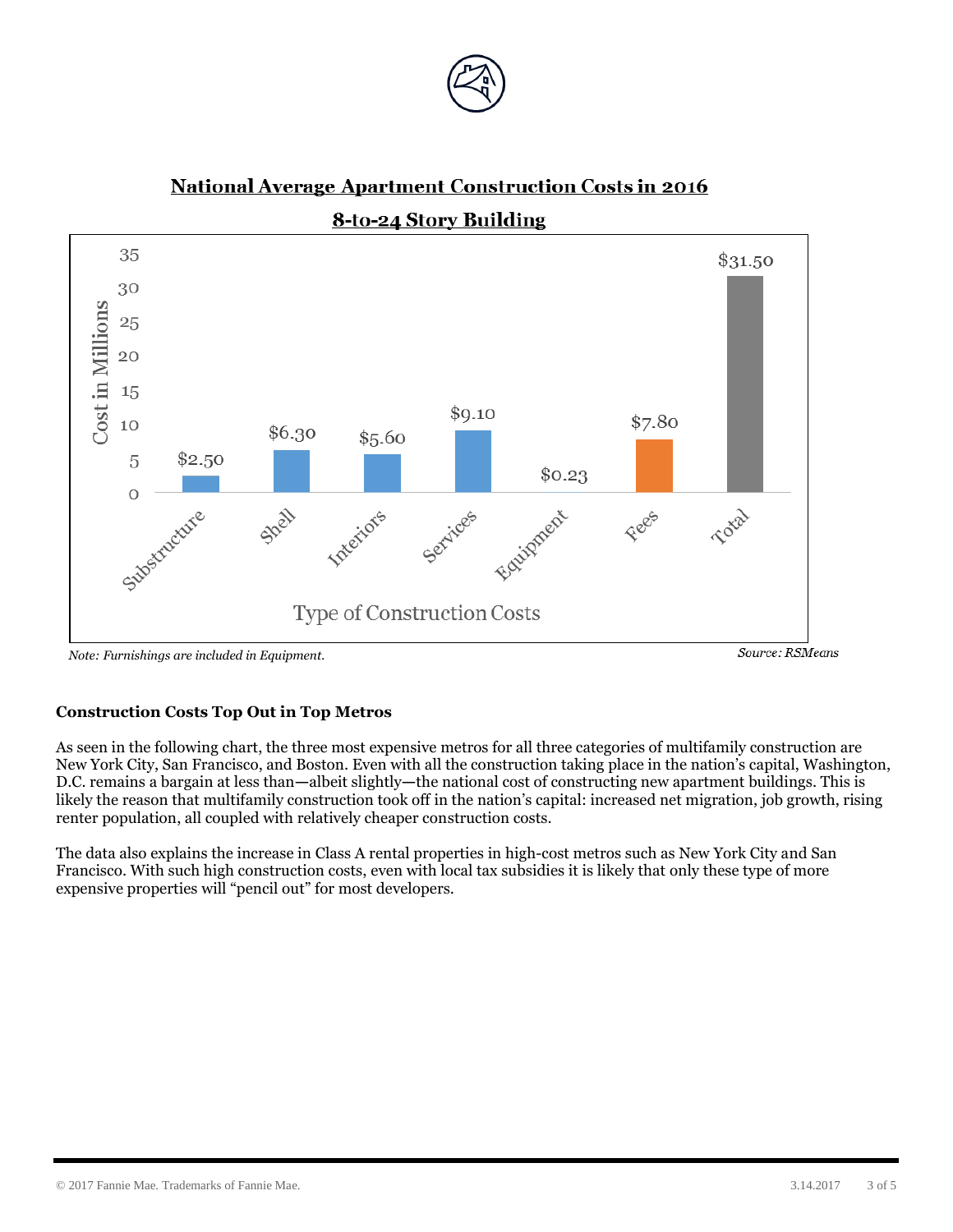**National Average Apartment Construction Costs in 2016**

**8-to-24 Story Building**

| Type of Construction Costs | Cost in Millions |
| --- | --- |
| Substructure | $2.50 |
| Shell | $6.30 |
| Interiors | $5.60 |
| Services | $9.10 |
| Equipment | $0.23 |
| Fees | $7.80 |
| Total | $31.50 |

*Note: Furnishings are included in Equipment.*

*Source: RSMeans*

**Construction Costs Top Out in Top Metros**

As seen in the following chart, the three most expensive metros for all three categories of multifamily construction are New York City, San Francisco, and Boston. Even with all the construction taking place in the nation's capital, Washington, D.C. remains a bargain at less than—albeit slightly—the national cost of constructing new apartment buildings. This is likely the reason that multifamily construction took off in the nation's capital: increased net migration, job growth, rising renter population, all coupled with relatively cheaper construction costs.

The data also explains the increase in Class A rental properties in high-cost metros such as New York City and San Francisco. With such high construction costs, even with local tax subsidies it is likely that only these type of more expensive properties will "pencil out" for most developers.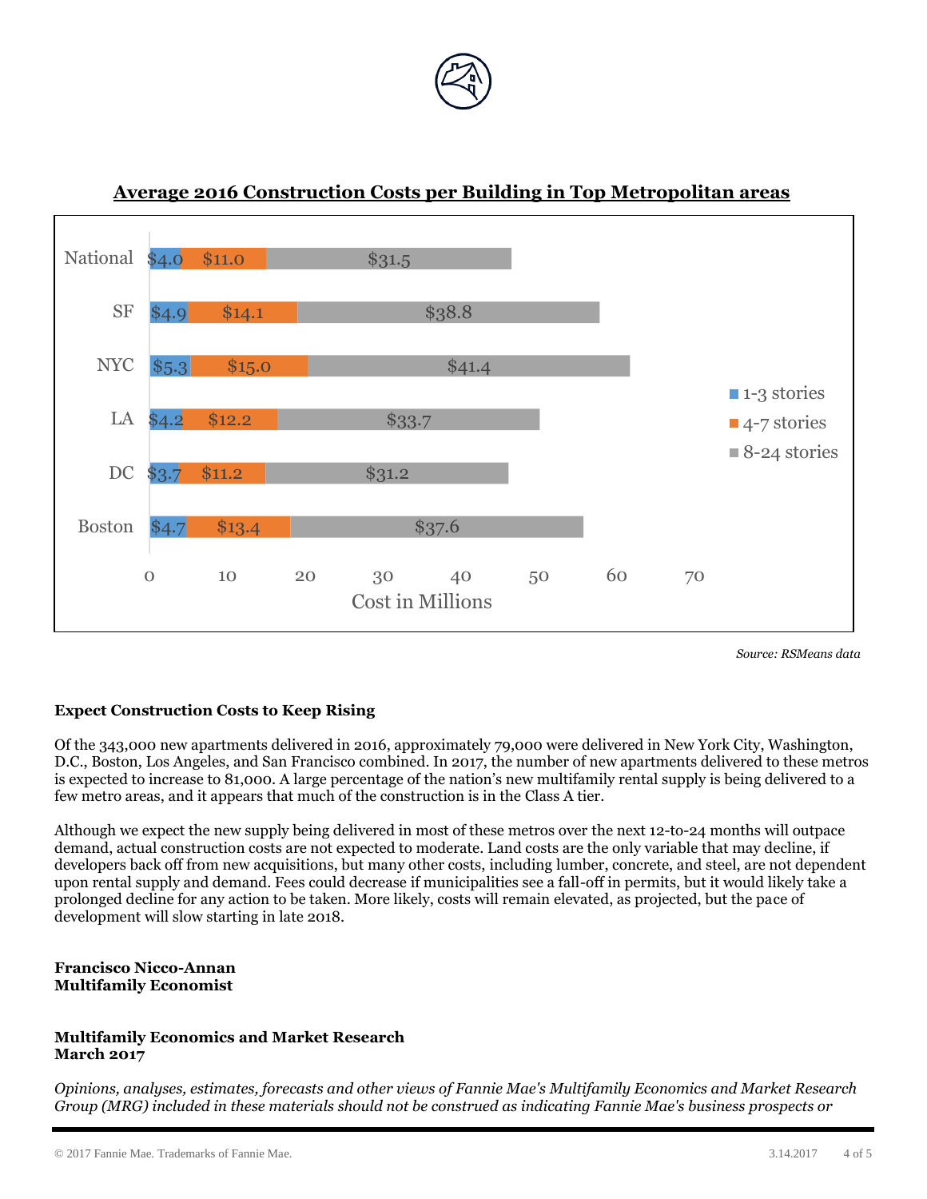## Average 2016 Construction Costs per Building in Top Metropolitan areas

| | 1-3 stories | 4-7 stories | 8-24 stories |
|---|---|---|---|
| National | $4.0 | $11.0 | $31.5 |
| SF | $4.9 | $14.1 | $38.8 |
| NYC | $5.3 | $15.0 | $41.4 |
| LA | $4.2 | $12.2 | $33.7 |
| DC | $3.7 | $11.2 | $31.2 |
| Boston | $4.7 | $13.4 | $37.6 |

Cost in Millions

*Source: RSMeans data*

**Expect Construction Costs to Keep Rising**

Of the 343,000 new apartments delivered in 2016, approximately 79,000 were delivered in New York City, Washington, D.C., Boston, Los Angeles, and San Francisco combined. In 2017, the number of new apartments delivered to these metros is expected to increase to 81,000. A large percentage of the nation's new multifamily rental supply is being delivered to a few metro areas, and it appears that much of the construction is in the Class A tier.

Although we expect the new supply being delivered in most of these metros over the next 12-to-24 months will outpace demand, actual construction costs are not expected to moderate. Land costs are the only variable that may decline, if developers back off from new acquisitions, but many other costs, including lumber, concrete, and steel, are not dependent upon rental supply and demand. Fees could decrease if municipalities see a fall-off in permits, but it would likely take a prolonged decline for any action to be taken. More likely, costs will remain elevated, as projected, but the pace of development will slow starting in late 2018.

**Francisco Nicco-Annan**
**Multifamily Economist**

**Multifamily Economics and Market Research**
**March 2017**

*Opinions, analyses, estimates, forecasts and other views of Fannie Mae's Multifamily Economics and Market Research Group (MRG) included in these materials should not be construed as indicating Fannie Mae's business prospects or*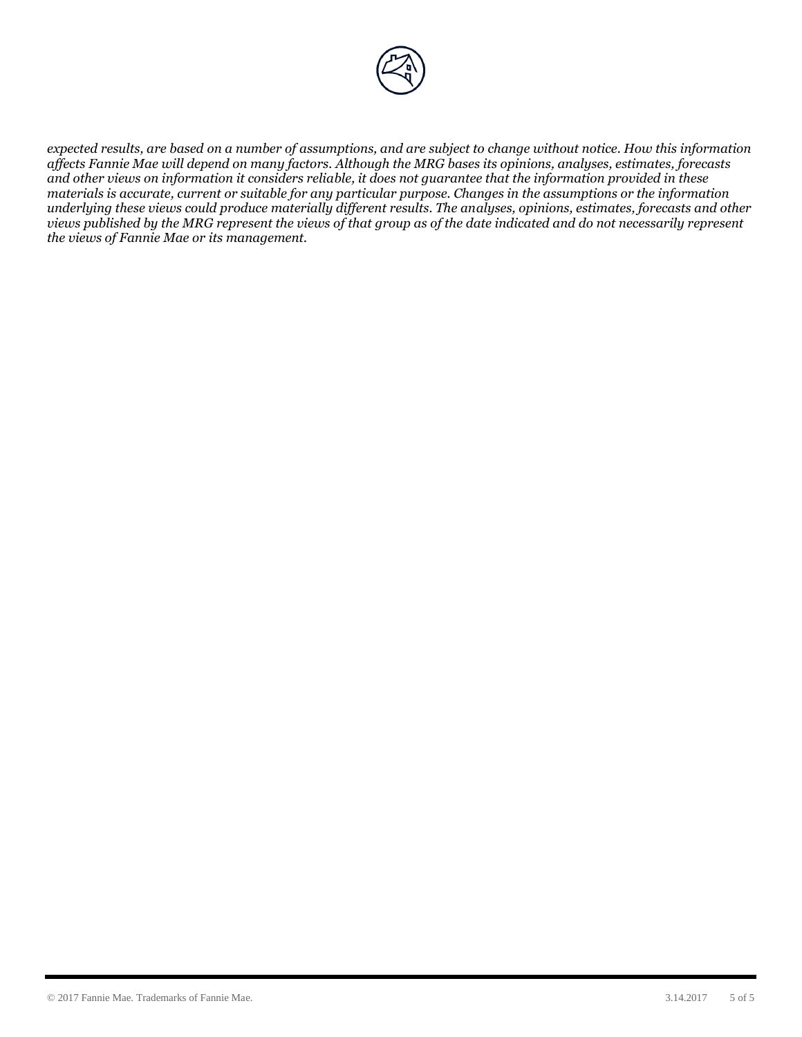*expected results, are based on a number of assumptions, and are subject to change without notice. How this information affects Fannie Mae will depend on many factors. Although the MRG bases its opinions, analyses, estimates, forecasts and other views on information it considers reliable, it does not guarantee that the information provided in these materials is accurate, current or suitable for any particular purpose. Changes in the assumptions or the information underlying these views could produce materially different results. The analyses, opinions, estimates, forecasts and other views published by the MRG represent the views of that group as of the date indicated and do not necessarily represent the views of Fannie Mae or its management.*